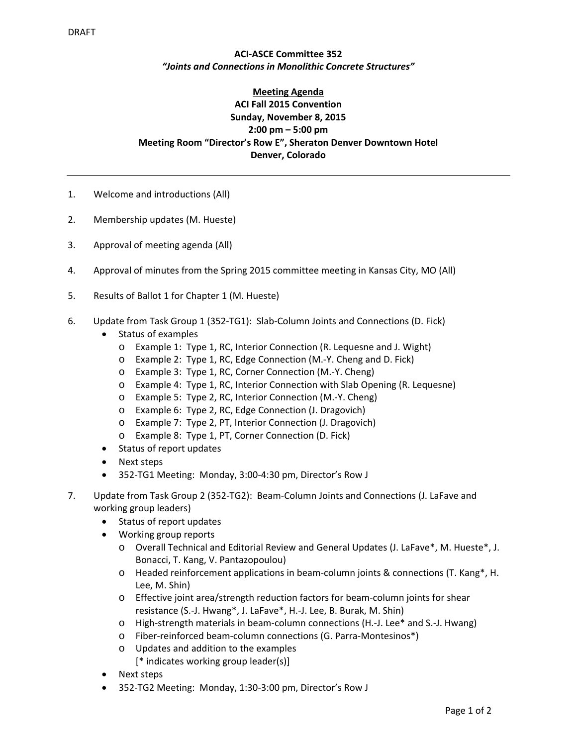DRAFT

**ACI-ASCE Committee 352**
***"Joints and Connections in Monolithic Concrete Structures"***

**<u>Meeting Agenda</u>**
**ACI Fall 2015 Convention**
**Sunday, November 8, 2015**
**2:00 pm – 5:00 pm**
**Meeting Room "Director's Row E", Sheraton Denver Downtown Hotel**
**Denver, Colorado**

---

1. Welcome and introductions (All)

2. Membership updates (M. Hueste)

3. Approval of meeting agenda (All)

4. Approval of minutes from the Spring 2015 committee meeting in Kansas City, MO (All)

5. Results of Ballot 1 for Chapter 1 (M. Hueste)

6. Update from Task Group 1 (352-TG1): Slab-Column Joints and Connections (D. Fick)
   - Status of examples
     - Example 1: Type 1, RC, Interior Connection (R. Lequesne and J. Wight)
     - Example 2: Type 1, RC, Edge Connection (M.-Y. Cheng and D. Fick)
     - Example 3: Type 1, RC, Corner Connection (M.-Y. Cheng)
     - Example 4: Type 1, RC, Interior Connection with Slab Opening (R. Lequesne)
     - Example 5: Type 2, RC, Interior Connection (M.-Y. Cheng)
     - Example 6: Type 2, RC, Edge Connection (J. Dragovich)
     - Example 7: Type 2, PT, Interior Connection (J. Dragovich)
     - Example 8: Type 1, PT, Corner Connection (D. Fick)
   - Status of report updates
   - Next steps
   - 352-TG1 Meeting: Monday, 3:00-4:30 pm, Director's Row J

7. Update from Task Group 2 (352-TG2): Beam-Column Joints and Connections (J. LaFave and working group leaders)
   - Status of report updates
   - Working group reports
     - Overall Technical and Editorial Review and General Updates (J. LaFave*, M. Hueste*, J. Bonacci, T. Kang, V. Pantazopoulou)
     - Headed reinforcement applications in beam-column joints & connections (T. Kang*, H. Lee, M. Shin)
     - Effective joint area/strength reduction factors for beam-column joints for shear resistance (S.-J. Hwang*, J. LaFave*, H.-J. Lee, B. Burak, M. Shin)
     - High-strength materials in beam-column connections (H.-J. Lee* and S.-J. Hwang)
     - Fiber-reinforced beam-column connections (G. Parra-Montesinos*)
     - Updates and addition to the examples
       [* indicates working group leader(s)]
   - Next steps
   - 352-TG2 Meeting: Monday, 1:30-3:00 pm, Director's Row J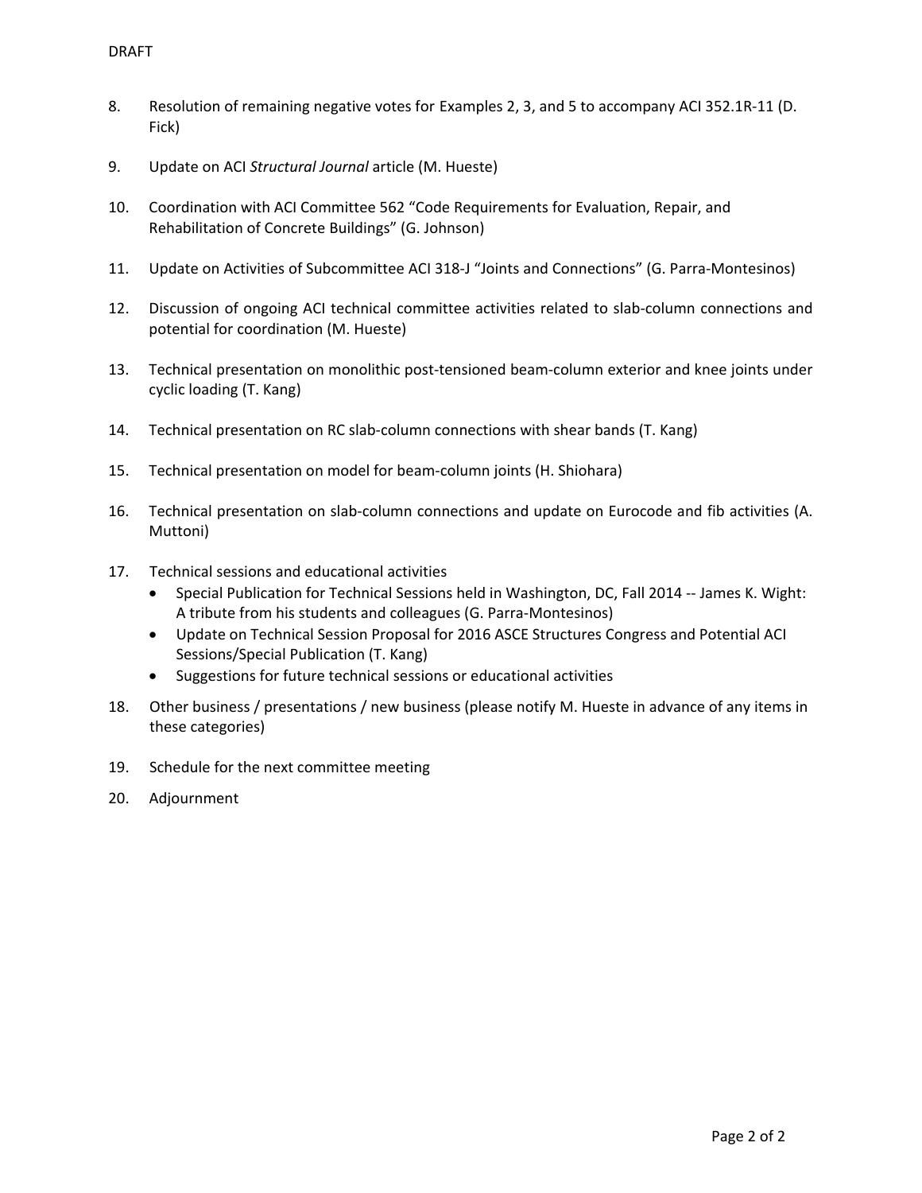DRAFT

8. Resolution of remaining negative votes for Examples 2, 3, and 5 to accompany ACI 352.1R-11 (D. Fick)

9. Update on ACI *Structural Journal* article (M. Hueste)

10. Coordination with ACI Committee 562 "Code Requirements for Evaluation, Repair, and Rehabilitation of Concrete Buildings" (G. Johnson)

11. Update on Activities of Subcommittee ACI 318-J "Joints and Connections" (G. Parra-Montesinos)

12. Discussion of ongoing ACI technical committee activities related to slab-column connections and potential for coordination (M. Hueste)

13. Technical presentation on monolithic post-tensioned beam-column exterior and knee joints under cyclic loading (T. Kang)

14. Technical presentation on RC slab-column connections with shear bands (T. Kang)

15. Technical presentation on model for beam-column joints (H. Shiohara)

16. Technical presentation on slab-column connections and update on Eurocode and fib activities (A. Muttoni)

17. Technical sessions and educational activities
    - Special Publication for Technical Sessions held in Washington, DC, Fall 2014 -- James K. Wight: A tribute from his students and colleagues (G. Parra-Montesinos)
    - Update on Technical Session Proposal for 2016 ASCE Structures Congress and Potential ACI Sessions/Special Publication (T. Kang)
    - Suggestions for future technical sessions or educational activities

18. Other business / presentations / new business (please notify M. Hueste in advance of any items in these categories)

19. Schedule for the next committee meeting

20. Adjournment